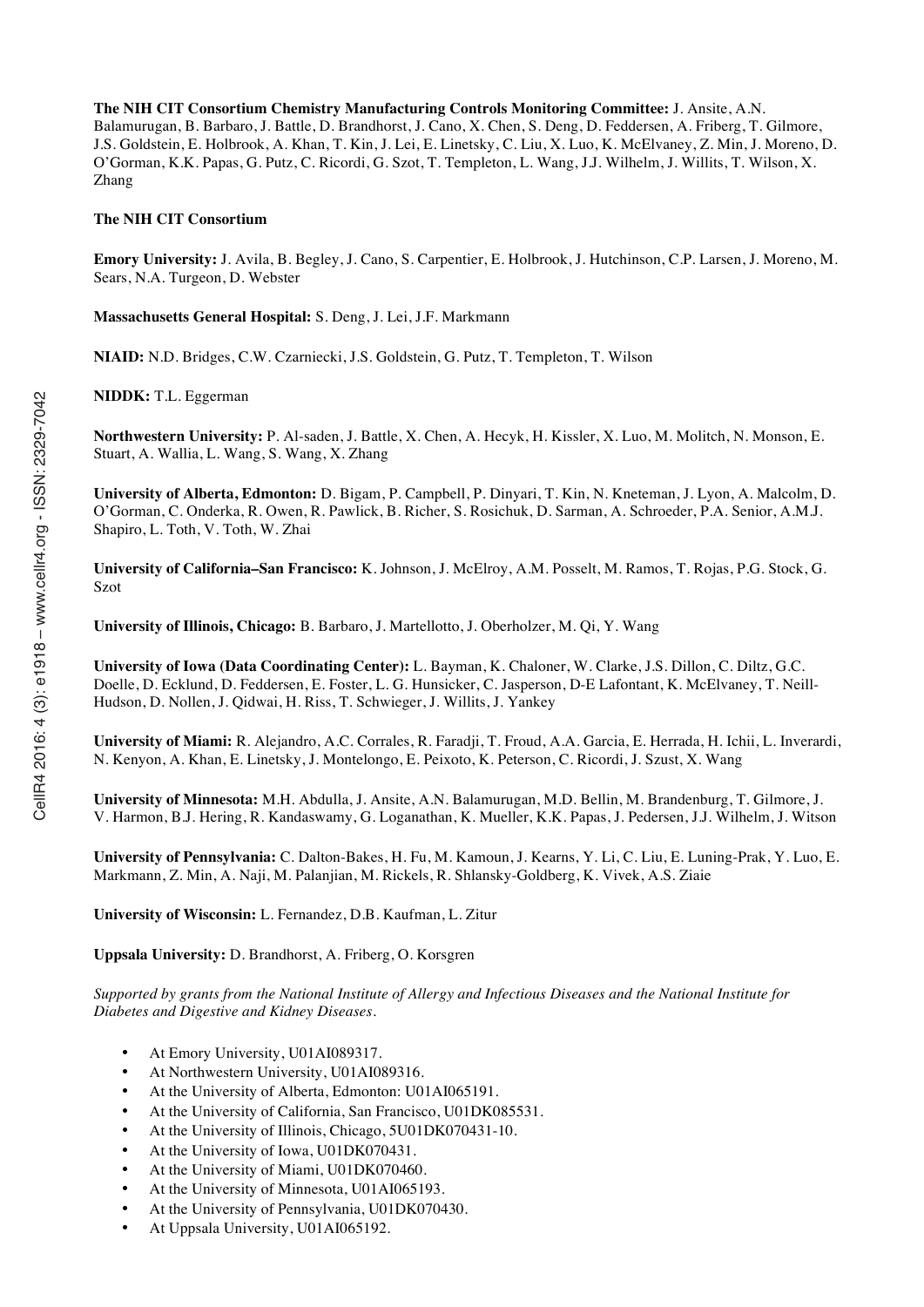**The NIH CIT Consortium Chemistry Manufacturing Controls Monitoring Committee:** J. Ansite, A.N. Balamurugan, B. Barbaro, J. Battle, D. Brandhorst, J. Cano, X. Chen, S. Deng, D. Feddersen, A. Friberg, T. Gilmore, J.S. Goldstein, E. Holbrook, A. Khan, T. Kin, J. Lei, E. Linetsky, C. Liu, X. Luo, K. McElvaney, Z. Min, J. Moreno, D. O'Gorman, K.K. Papas, G. Putz, C. Ricordi, G. Szot, T. Templeton, L. Wang, J.J. Wilhelm, J. Willits, T. Wilson, X. Zhang

**The NIH CIT Consortium**

**Emory University:** J. Avila, B. Begley, J. Cano, S. Carpentier, E. Holbrook, J. Hutchinson, C.P. Larsen, J. Moreno, M. Sears, N.A. Turgeon, D. Webster

**Massachusetts General Hospital:** S. Deng, J. Lei, J.F. Markmann

**NIAID:** N.D. Bridges, C.W. Czarniecki, J.S. Goldstein, G. Putz, T. Templeton, T. Wilson

**NIDDK:** T.L. Eggerman

**Northwestern University:** P. Al-saden, J. Battle, X. Chen, A. Hecyk, H. Kissler, X. Luo, M. Molitch, N. Monson, E. Stuart, A. Wallia, L. Wang, S. Wang, X. Zhang

**University of Alberta, Edmonton:** D. Bigam, P. Campbell, P. Dinyari, T. Kin, N. Kneteman, J. Lyon, A. Malcolm, D. O'Gorman, C. Onderka, R. Owen, R. Pawlick, B. Richer, S. Rosichuk, D. Sarman, A. Schroeder, P.A. Senior, A.M.J. Shapiro, L. Toth, V. Toth, W. Zhai

**University of California–San Francisco:** K. Johnson, J. McElroy, A.M. Posselt, M. Ramos, T. Rojas, P.G. Stock, G. Szot

**University of Illinois, Chicago:** B. Barbaro, J. Martellotto, J. Oberholzer, M. Qi, Y. Wang

**University of Iowa (Data Coordinating Center):** L. Bayman, K. Chaloner, W. Clarke, J.S. Dillon, C. Diltz, G.C. Doelle, D. Ecklund, D. Feddersen, E. Foster, L. G. Hunsicker, C. Jasperson, D-E Lafontant, K. McElvaney, T. Neill-Hudson, D. Nollen, J. Qidwai, H. Riss, T. Schwieger, J. Willits, J. Yankey

**University of Miami:** R. Alejandro, A.C. Corrales, R. Faradji, T. Froud, A.A. Garcia, E. Herrada, H. Ichii, L. Inverardi, N. Kenyon, A. Khan, E. Linetsky, J. Montelongo, E. Peixoto, K. Peterson, C. Ricordi, J. Szust, X. Wang

**University of Minnesota:** M.H. Abdulla, J. Ansite, A.N. Balamurugan, M.D. Bellin, M. Brandenburg, T. Gilmore, J. V. Harmon, B.J. Hering, R. Kandaswamy, G. Loganathan, K. Mueller, K.K. Papas, J. Pedersen, J.J. Wilhelm, J. Witson

**University of Pennsylvania:** C. Dalton-Bakes, H. Fu, M. Kamoun, J. Kearns, Y. Li, C. Liu, E. Luning-Prak, Y. Luo, E. Markmann, Z. Min, A. Naji, M. Palanjian, M. Rickels, R. Shlansky-Goldberg, K. Vivek, A.S. Ziaie

**University of Wisconsin:** L. Fernandez, D.B. Kaufman, L. Zitur

**Uppsala University:** D. Brandhorst, A. Friberg, O. Korsgren

*Supported by grants from the National Institute of Allergy and Infectious Diseases and the National Institute for Diabetes and Digestive and Kidney Diseases.*

- At Emory University, U01AI089317.
- At Northwestern University, U01AI089316.
- At the University of Alberta, Edmonton: U01AI065191.
- At the University of California, San Francisco, U01DK085531.
- At the University of Illinois, Chicago, 5U01DK070431-10.
- At the University of Iowa, U01DK070431.
- At the University of Miami, U01DK070460.
- At the University of Minnesota, U01AI065193.
- At the University of Pennsylvania, U01DK070430.
- At Uppsala University, U01AI065192.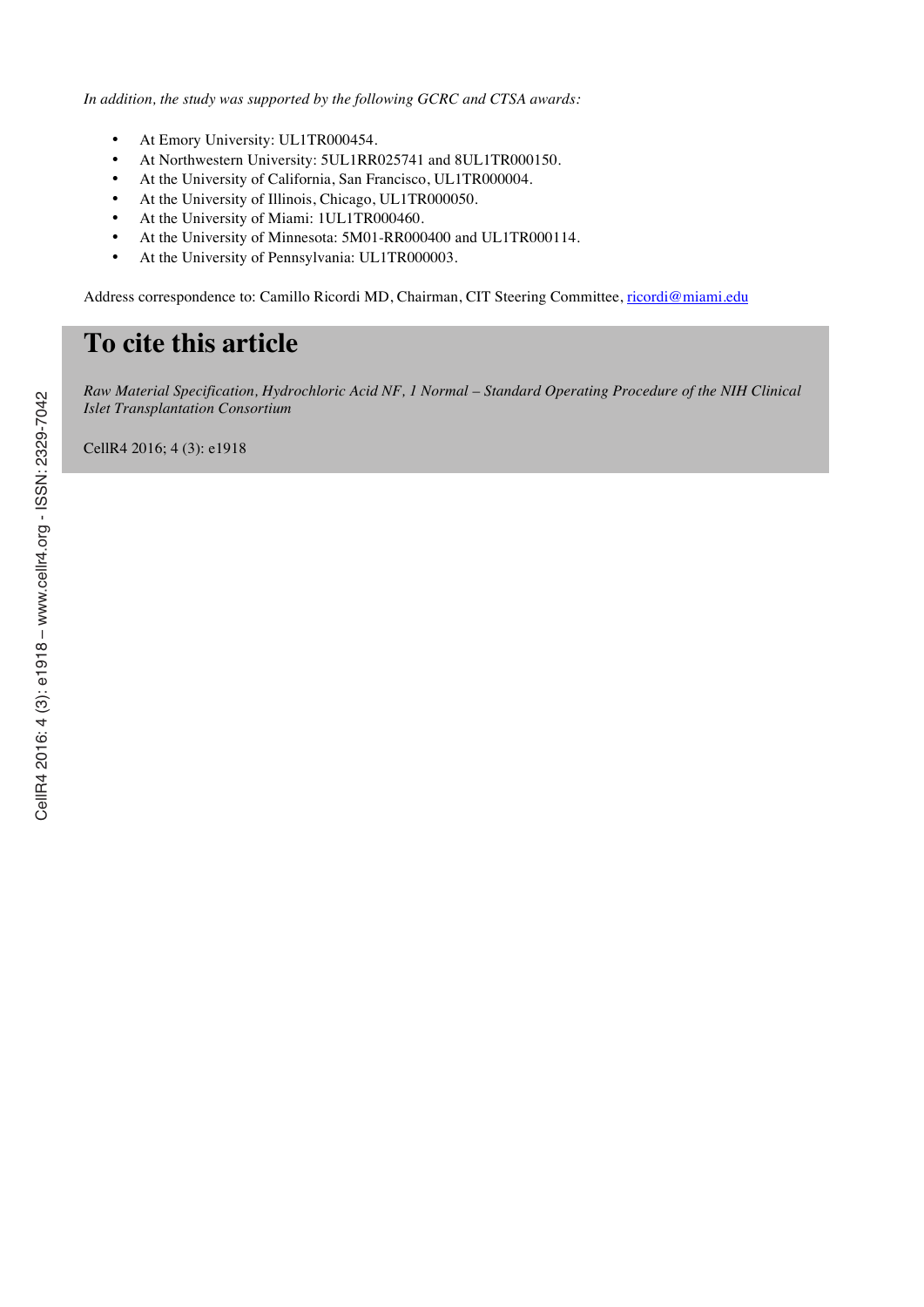*In addition, the study was supported by the following GCRC and CTSA awards:*

- At Emory University: UL1TR000454.
- At Northwestern University: 5UL1RR025741 and 8UL1TR000150.
- At the University of California, San Francisco, UL1TR000004.
- At the University of Illinois, Chicago, UL1TR000050.
- At the University of Miami: 1UL1TR000460.
- At the University of Minnesota: 5M01-RR000400 and UL1TR000114.
- At the University of Pennsylvania: UL1TR000003.

Address correspondence to: Camillo Ricordi MD, Chairman, CIT Steering Committee, ricordi@miami.edu

# To cite this article

*Raw Material Specification, Hydrochloric Acid NF, 1 Normal – Standard Operating Procedure of the NIH Clinical Islet Transplantation Consortium*

CellR4 2016; 4 (3): e1918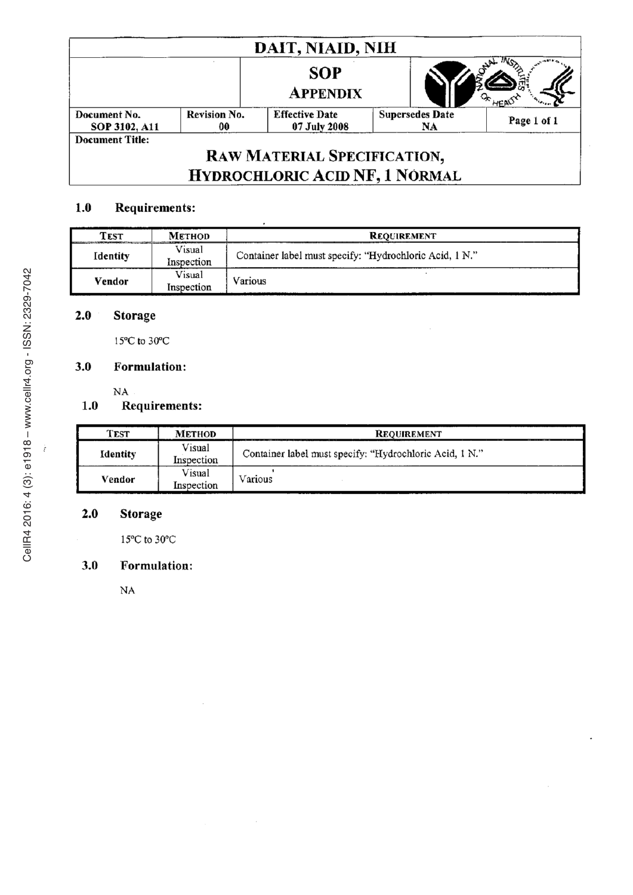| DAIT, NIAID, NIH | | | | |
|---|---|---|---|---|
| | SOP APPENDIX | | | |
| Document No. SOP 3102, A11 | Revision No. 00 | Effective Date 07 July 2008 | Supersedes Date NA | Page 1 of 1 |
| Document Title: RAW MATERIAL SPECIFICATION, HYDROCHLORIC ACID NF, 1 NORMAL | | | | |

## 1.0 Requirements:

| TEST | METHOD | REQUIREMENT |
|---|---|---|
| Identity | Visual Inspection | Container label must specify: "Hydrochloric Acid, 1 N." |
| Vendor | Visual Inspection | Various |

## 2.0 Storage

15°C to 30°C

## 3.0 Formulation:

NA

## 1.0 Requirements:

| TEST | METHOD | REQUIREMENT |
|---|---|---|
| Identity | Visual Inspection | Container label must specify: "Hydrochloric Acid, 1 N." |
| Vendor | Visual Inspection | Various |

## 2.0 Storage

15°C to 30°C

## 3.0 Formulation:

NA